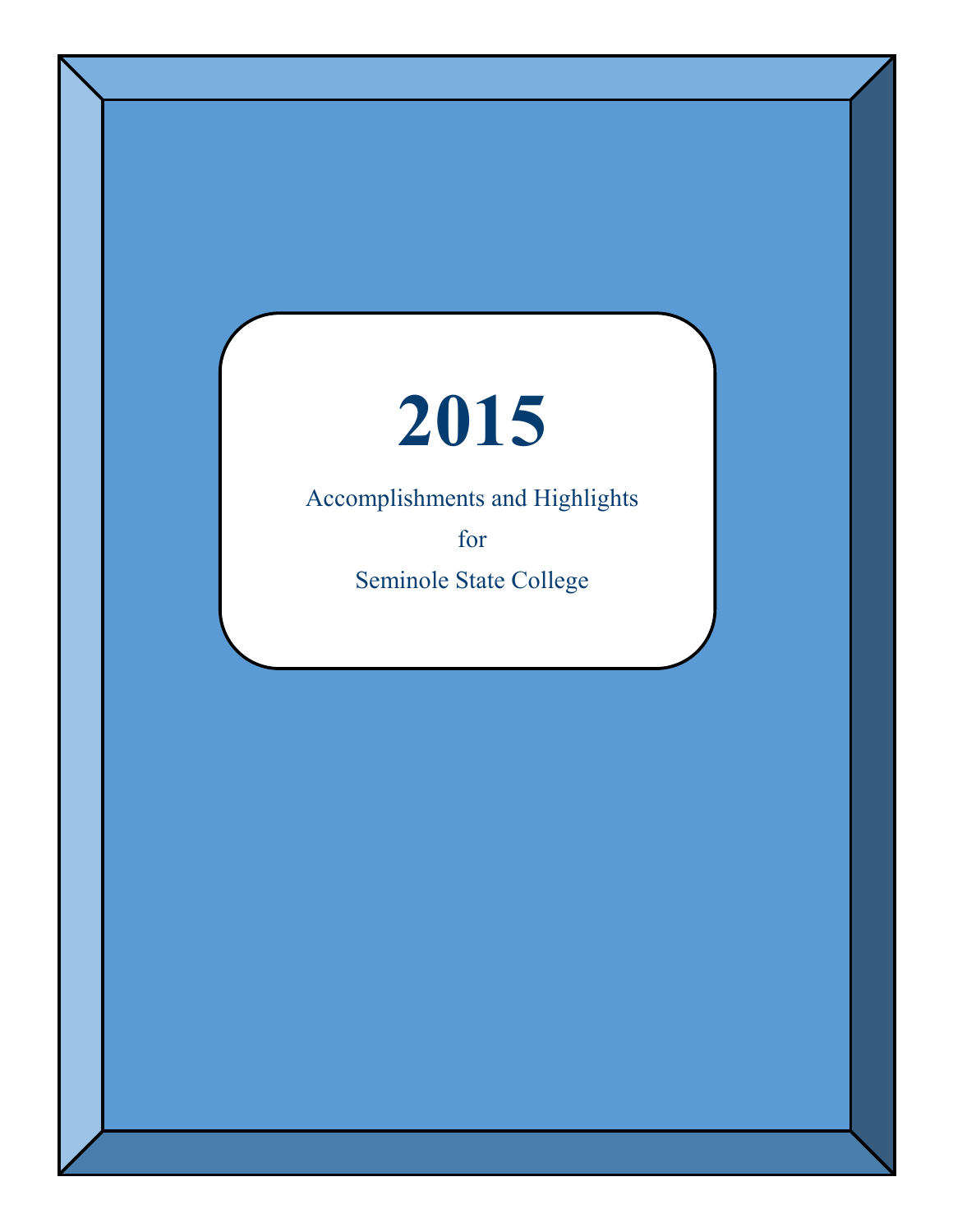# 2015

Accomplishments and Highlights

for

Seminole State College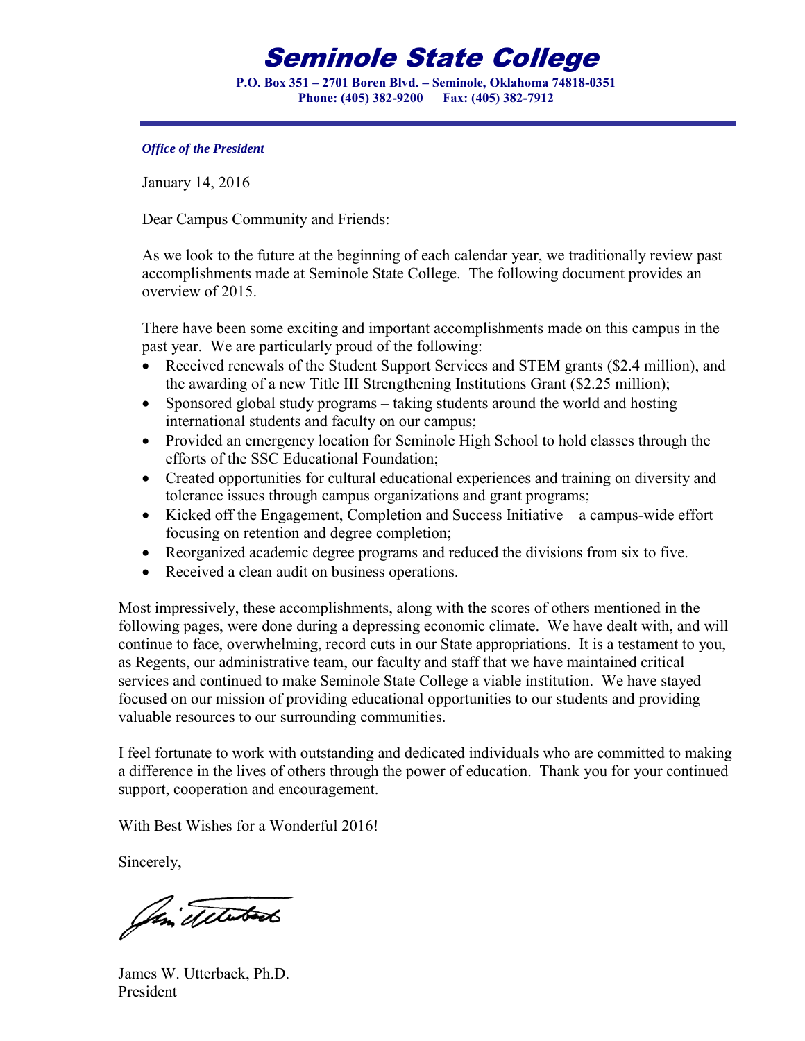# Seminole State College

**P.O. Box 351 – 2701 Boren Blvd. – Seminole, Oklahoma 74818-0351**
**Phone: (405) 382-9200 Fax: (405) 382-7912**

***Office of the President***

January 14, 2016

Dear Campus Community and Friends:

As we look to the future at the beginning of each calendar year, we traditionally review past accomplishments made at Seminole State College. The following document provides an overview of 2015.

There have been some exciting and important accomplishments made on this campus in the past year. We are particularly proud of the following:

- Received renewals of the Student Support Services and STEM grants ($2.4 million), and the awarding of a new Title III Strengthening Institutions Grant ($2.25 million);
- Sponsored global study programs – taking students around the world and hosting international students and faculty on our campus;
- Provided an emergency location for Seminole High School to hold classes through the efforts of the SSC Educational Foundation;
- Created opportunities for cultural educational experiences and training on diversity and tolerance issues through campus organizations and grant programs;
- Kicked off the Engagement, Completion and Success Initiative – a campus-wide effort focusing on retention and degree completion;
- Reorganized academic degree programs and reduced the divisions from six to five.
- Received a clean audit on business operations.

Most impressively, these accomplishments, along with the scores of others mentioned in the following pages, were done during a depressing economic climate. We have dealt with, and will continue to face, overwhelming, record cuts in our State appropriations. It is a testament to you, as Regents, our administrative team, our faculty and staff that we have maintained critical services and continued to make Seminole State College a viable institution. We have stayed focused on our mission of providing educational opportunities to our students and providing valuable resources to our surrounding communities.

I feel fortunate to work with outstanding and dedicated individuals who are committed to making a difference in the lives of others through the power of education. Thank you for your continued support, cooperation and encouragement.

With Best Wishes for a Wonderful 2016!

Sincerely,

James W. Utterback, Ph.D.
President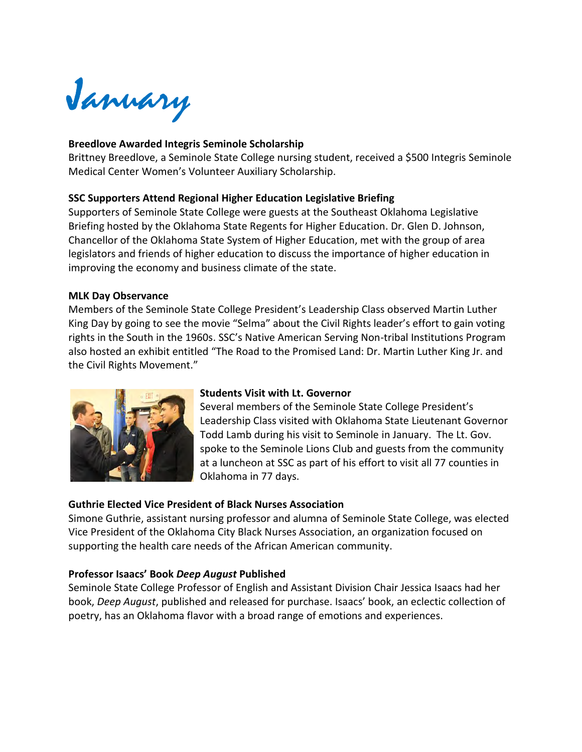# January

**Breedlove Awarded Integris Seminole Scholarship**
Brittney Breedlove, a Seminole State College nursing student, received a $500 Integris Seminole Medical Center Women's Volunteer Auxiliary Scholarship.

**SSC Supporters Attend Regional Higher Education Legislative Briefing**
Supporters of Seminole State College were guests at the Southeast Oklahoma Legislative Briefing hosted by the Oklahoma State Regents for Higher Education. Dr. Glen D. Johnson, Chancellor of the Oklahoma State System of Higher Education, met with the group of area legislators and friends of higher education to discuss the importance of higher education in improving the economy and business climate of the state.

**MLK Day Observance**
Members of the Seminole State College President's Leadership Class observed Martin Luther King Day by going to see the movie "Selma" about the Civil Rights leader's effort to gain voting rights in the South in the 1960s. SSC's Native American Serving Non-tribal Institutions Program also hosted an exhibit entitled "The Road to the Promised Land: Dr. Martin Luther King Jr. and the Civil Rights Movement."

**Students Visit with Lt. Governor**
Several members of the Seminole State College President's Leadership Class visited with Oklahoma State Lieutenant Governor Todd Lamb during his visit to Seminole in January. The Lt. Gov. spoke to the Seminole Lions Club and guests from the community at a luncheon at SSC as part of his effort to visit all 77 counties in Oklahoma in 77 days.

**Guthrie Elected Vice President of Black Nurses Association**
Simone Guthrie, assistant nursing professor and alumna of Seminole State College, was elected Vice President of the Oklahoma City Black Nurses Association, an organization focused on supporting the health care needs of the African American community.

**Professor Isaacs' Book *Deep August* Published**
Seminole State College Professor of English and Assistant Division Chair Jessica Isaacs had her book, *Deep August*, published and released for purchase. Isaacs' book, an eclectic collection of poetry, has an Oklahoma flavor with a broad range of emotions and experiences.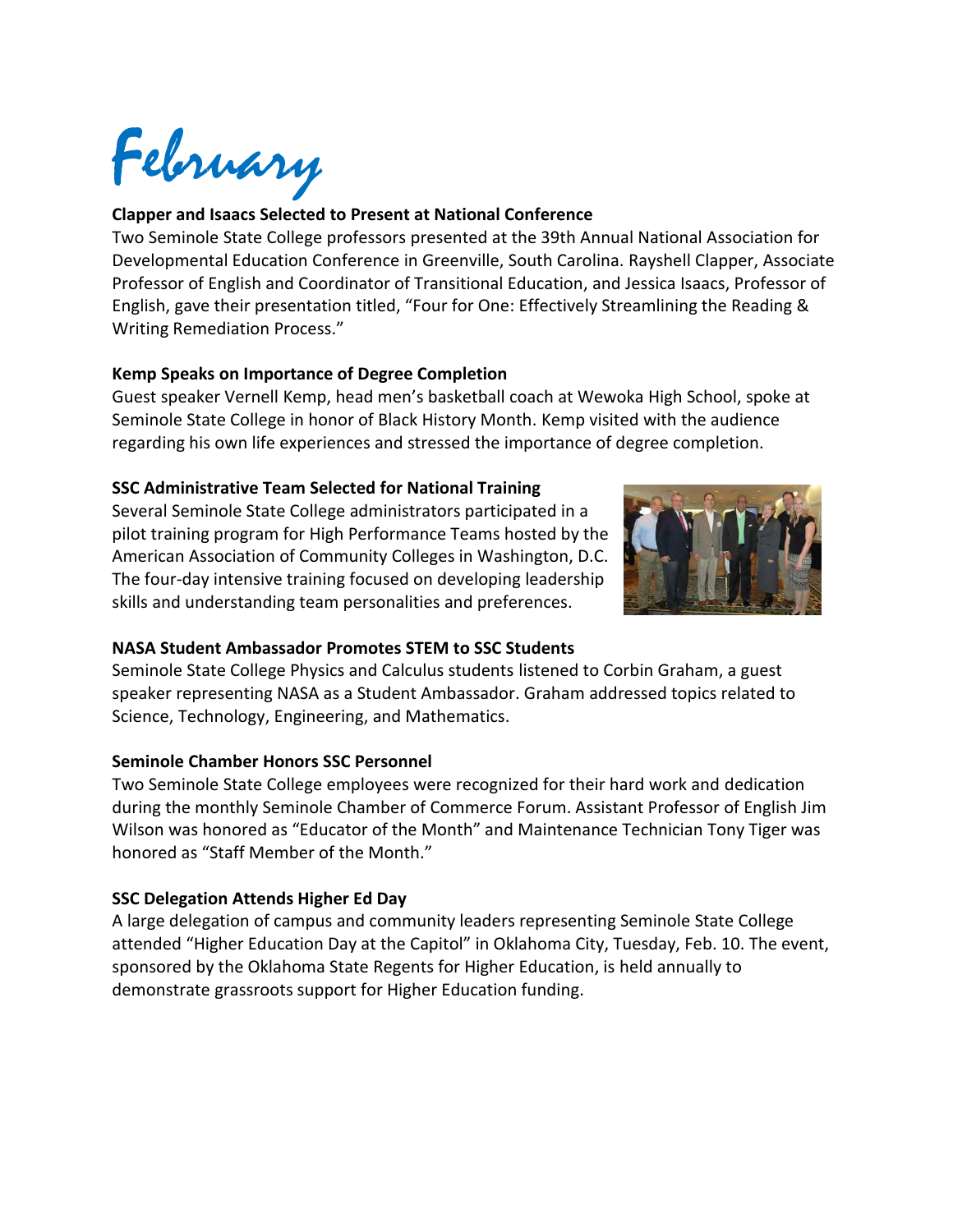# February

### Clapper and Isaacs Selected to Present at National Conference

Two Seminole State College professors presented at the 39th Annual National Association for Developmental Education Conference in Greenville, South Carolina. Rayshell Clapper, Associate Professor of English and Coordinator of Transitional Education, and Jessica Isaacs, Professor of English, gave their presentation titled, "Four for One: Effectively Streamlining the Reading & Writing Remediation Process."

### Kemp Speaks on Importance of Degree Completion

Guest speaker Vernell Kemp, head men's basketball coach at Wewoka High School, spoke at Seminole State College in honor of Black History Month. Kemp visited with the audience regarding his own life experiences and stressed the importance of degree completion.

### SSC Administrative Team Selected for National Training

Several Seminole State College administrators participated in a pilot training program for High Performance Teams hosted by the American Association of Community Colleges in Washington, D.C. The four-day intensive training focused on developing leadership skills and understanding team personalities and preferences.

### NASA Student Ambassador Promotes STEM to SSC Students

Seminole State College Physics and Calculus students listened to Corbin Graham, a guest speaker representing NASA as a Student Ambassador. Graham addressed topics related to Science, Technology, Engineering, and Mathematics.

### Seminole Chamber Honors SSC Personnel

Two Seminole State College employees were recognized for their hard work and dedication during the monthly Seminole Chamber of Commerce Forum. Assistant Professor of English Jim Wilson was honored as "Educator of the Month" and Maintenance Technician Tony Tiger was honored as "Staff Member of the Month."

### SSC Delegation Attends Higher Ed Day

A large delegation of campus and community leaders representing Seminole State College attended "Higher Education Day at the Capitol" in Oklahoma City, Tuesday, Feb. 10. The event, sponsored by the Oklahoma State Regents for Higher Education, is held annually to demonstrate grassroots support for Higher Education funding.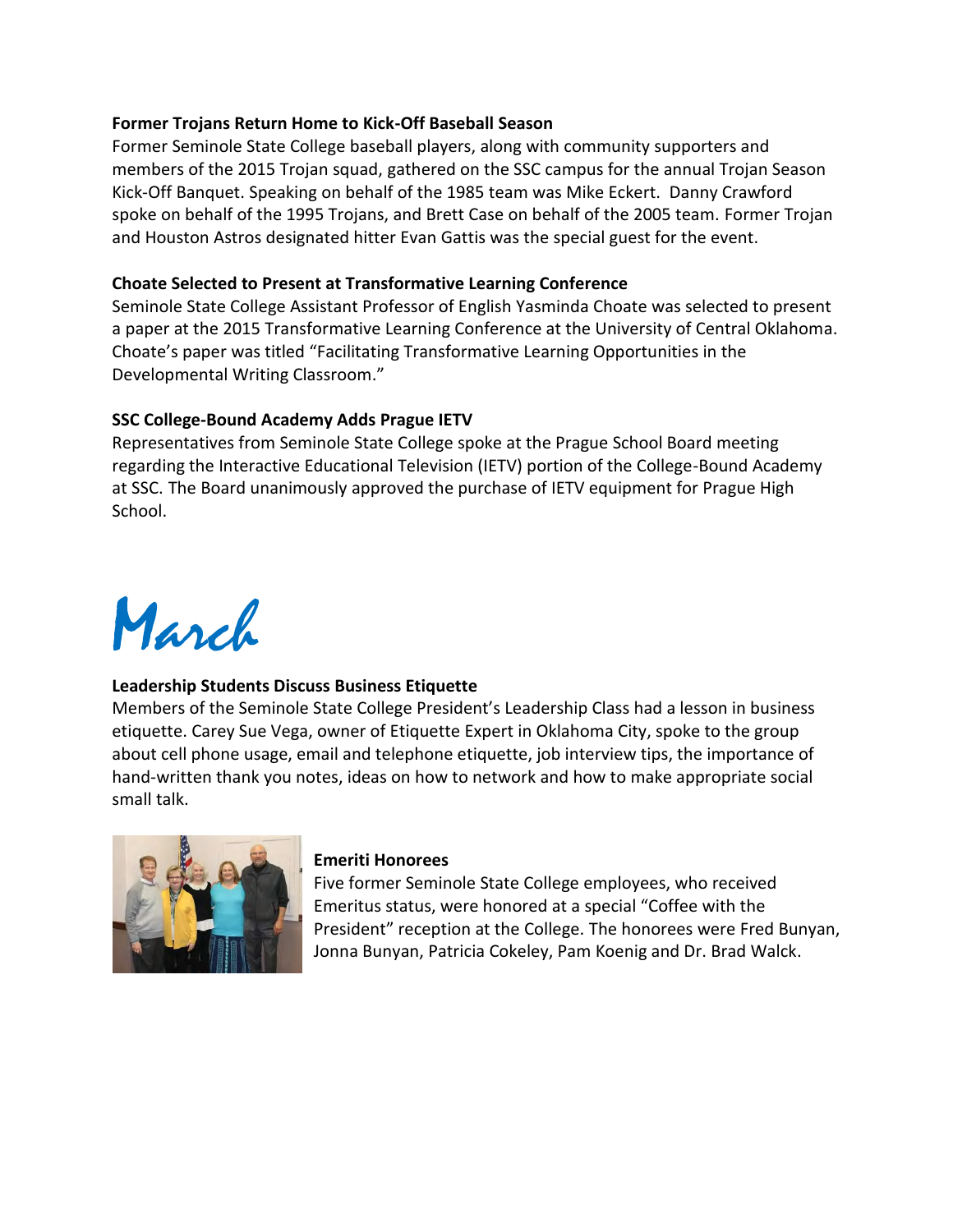**Former Trojans Return Home to Kick-Off Baseball Season**

Former Seminole State College baseball players, along with community supporters and members of the 2015 Trojan squad, gathered on the SSC campus for the annual Trojan Season Kick-Off Banquet. Speaking on behalf of the 1985 team was Mike Eckert. Danny Crawford spoke on behalf of the 1995 Trojans, and Brett Case on behalf of the 2005 team. Former Trojan and Houston Astros designated hitter Evan Gattis was the special guest for the event.

**Choate Selected to Present at Transformative Learning Conference**

Seminole State College Assistant Professor of English Yasminda Choate was selected to present a paper at the 2015 Transformative Learning Conference at the University of Central Oklahoma. Choate's paper was titled "Facilitating Transformative Learning Opportunities in the Developmental Writing Classroom."

**SSC College-Bound Academy Adds Prague IETV**

Representatives from Seminole State College spoke at the Prague School Board meeting regarding the Interactive Educational Television (IETV) portion of the College-Bound Academy at SSC. The Board unanimously approved the purchase of IETV equipment for Prague High School.

# March

**Leadership Students Discuss Business Etiquette**

Members of the Seminole State College President's Leadership Class had a lesson in business etiquette. Carey Sue Vega, owner of Etiquette Expert in Oklahoma City, spoke to the group about cell phone usage, email and telephone etiquette, job interview tips, the importance of hand-written thank you notes, ideas on how to network and how to make appropriate social small talk.

**Emeriti Honorees**

Five former Seminole State College employees, who received Emeritus status, were honored at a special "Coffee with the President" reception at the College. The honorees were Fred Bunyan, Jonna Bunyan, Patricia Cokeley, Pam Koenig and Dr. Brad Walck.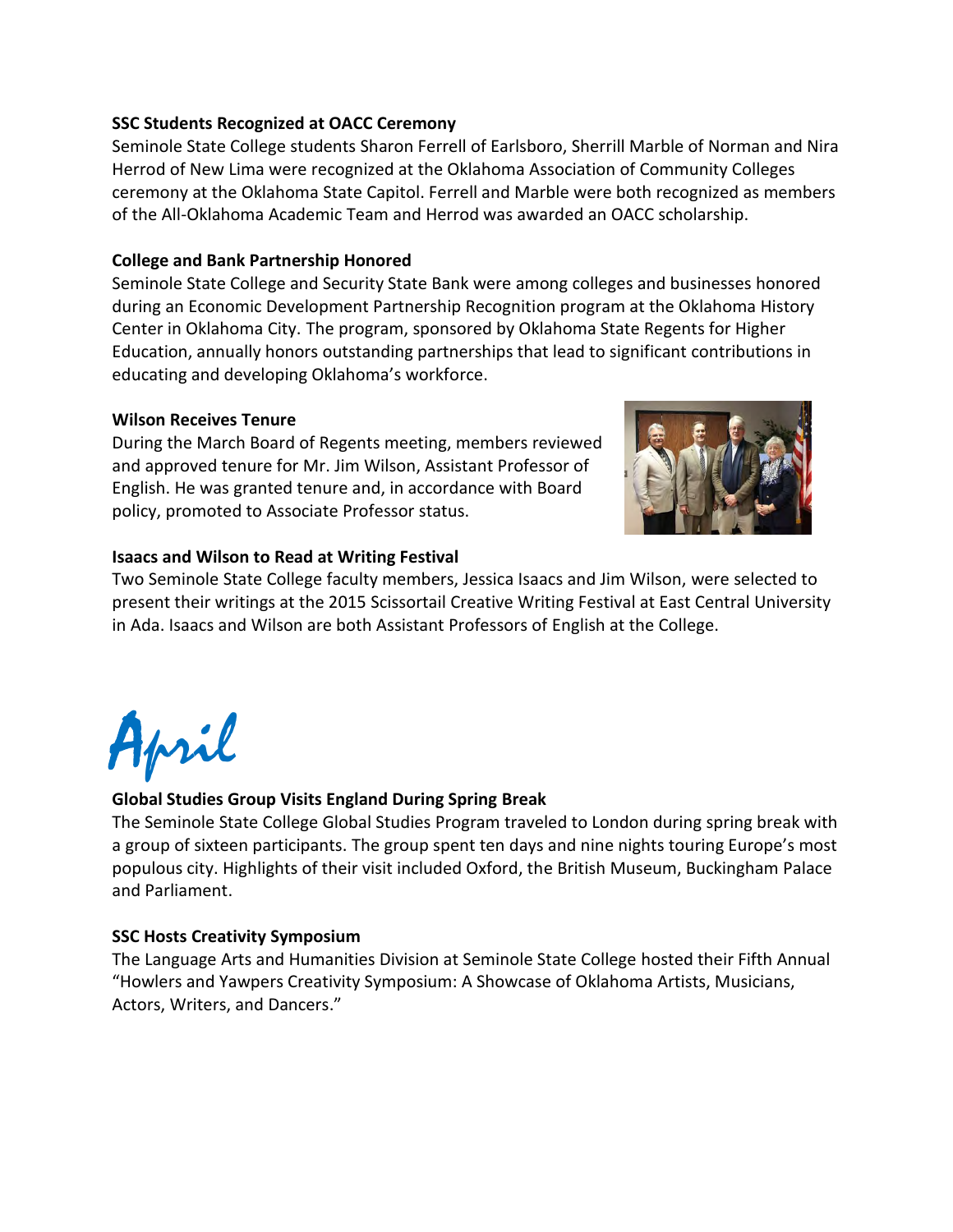**SSC Students Recognized at OACC Ceremony**

Seminole State College students Sharon Ferrell of Earlsboro, Sherrill Marble of Norman and Nira Herrod of New Lima were recognized at the Oklahoma Association of Community Colleges ceremony at the Oklahoma State Capitol. Ferrell and Marble were both recognized as members of the All-Oklahoma Academic Team and Herrod was awarded an OACC scholarship.

**College and Bank Partnership Honored**

Seminole State College and Security State Bank were among colleges and businesses honored during an Economic Development Partnership Recognition program at the Oklahoma History Center in Oklahoma City. The program, sponsored by Oklahoma State Regents for Higher Education, annually honors outstanding partnerships that lead to significant contributions in educating and developing Oklahoma's workforce.

**Wilson Receives Tenure**

During the March Board of Regents meeting, members reviewed and approved tenure for Mr. Jim Wilson, Assistant Professor of English. He was granted tenure and, in accordance with Board policy, promoted to Associate Professor status.

**Isaacs and Wilson to Read at Writing Festival**

Two Seminole State College faculty members, Jessica Isaacs and Jim Wilson, were selected to present their writings at the 2015 Scissortail Creative Writing Festival at East Central University in Ada. Isaacs and Wilson are both Assistant Professors of English at the College.

# April

**Global Studies Group Visits England During Spring Break**

The Seminole State College Global Studies Program traveled to London during spring break with a group of sixteen participants. The group spent ten days and nine nights touring Europe's most populous city. Highlights of their visit included Oxford, the British Museum, Buckingham Palace and Parliament.

**SSC Hosts Creativity Symposium**

The Language Arts and Humanities Division at Seminole State College hosted their Fifth Annual "Howlers and Yawpers Creativity Symposium: A Showcase of Oklahoma Artists, Musicians, Actors, Writers, and Dancers."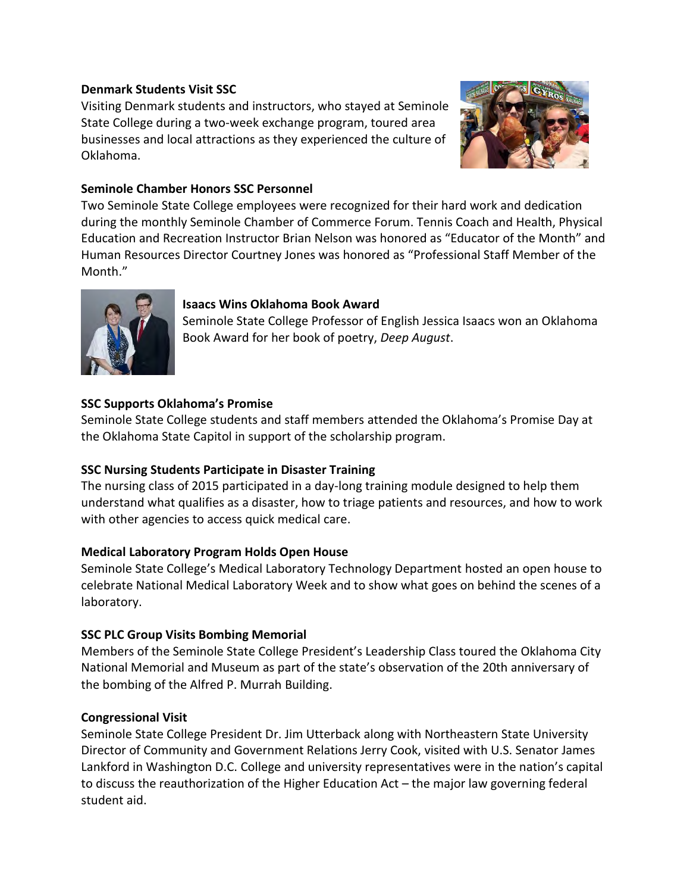**Denmark Students Visit SSC**

Visiting Denmark students and instructors, who stayed at Seminole State College during a two-week exchange program, toured area businesses and local attractions as they experienced the culture of Oklahoma.

**Seminole Chamber Honors SSC Personnel**

Two Seminole State College employees were recognized for their hard work and dedication during the monthly Seminole Chamber of Commerce Forum. Tennis Coach and Health, Physical Education and Recreation Instructor Brian Nelson was honored as "Educator of the Month" and Human Resources Director Courtney Jones was honored as "Professional Staff Member of the Month."

**Isaacs Wins Oklahoma Book Award**

Seminole State College Professor of English Jessica Isaacs won an Oklahoma Book Award for her book of poetry, *Deep August*.

**SSC Supports Oklahoma's Promise**

Seminole State College students and staff members attended the Oklahoma's Promise Day at the Oklahoma State Capitol in support of the scholarship program.

**SSC Nursing Students Participate in Disaster Training**

The nursing class of 2015 participated in a day-long training module designed to help them understand what qualifies as a disaster, how to triage patients and resources, and how to work with other agencies to access quick medical care.

**Medical Laboratory Program Holds Open House**

Seminole State College's Medical Laboratory Technology Department hosted an open house to celebrate National Medical Laboratory Week and to show what goes on behind the scenes of a laboratory.

**SSC PLC Group Visits Bombing Memorial**

Members of the Seminole State College President's Leadership Class toured the Oklahoma City National Memorial and Museum as part of the state's observation of the 20th anniversary of the bombing of the Alfred P. Murrah Building.

**Congressional Visit**

Seminole State College President Dr. Jim Utterback along with Northeastern State University Director of Community and Government Relations Jerry Cook, visited with U.S. Senator James Lankford in Washington D.C. College and university representatives were in the nation's capital to discuss the reauthorization of the Higher Education Act – the major law governing federal student aid.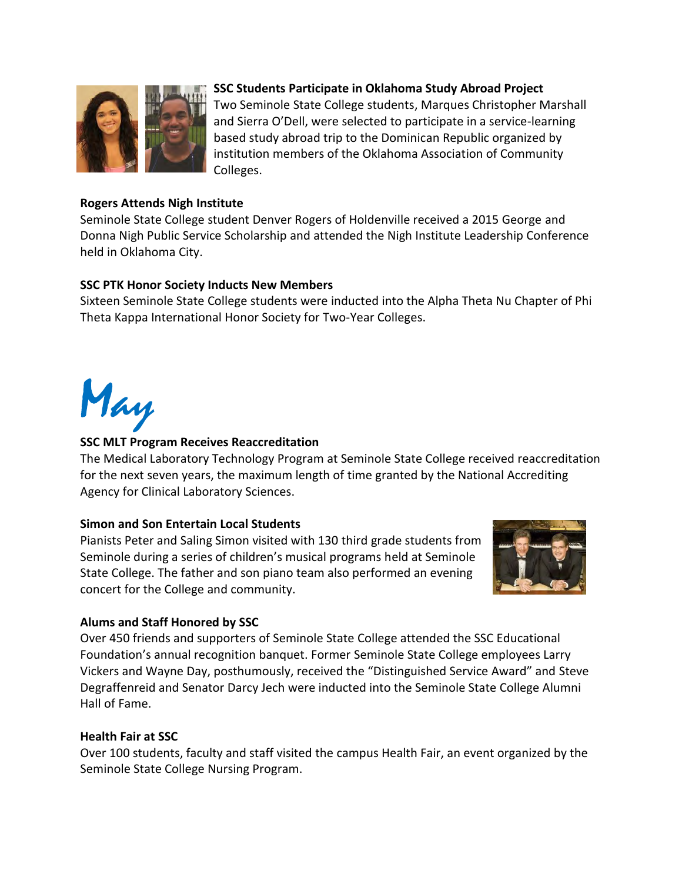**SSC Students Participate in Oklahoma Study Abroad Project**
Two Seminole State College students, Marques Christopher Marshall and Sierra O'Dell, were selected to participate in a service-learning based study abroad trip to the Dominican Republic organized by institution members of the Oklahoma Association of Community Colleges.

**Rogers Attends Nigh Institute**
Seminole State College student Denver Rogers of Holdenville received a 2015 George and Donna Nigh Public Service Scholarship and attended the Nigh Institute Leadership Conference held in Oklahoma City.

**SSC PTK Honor Society Inducts New Members**
Sixteen Seminole State College students were inducted into the Alpha Theta Nu Chapter of Phi Theta Kappa International Honor Society for Two-Year Colleges.

# May

**SSC MLT Program Receives Reaccreditation**
The Medical Laboratory Technology Program at Seminole State College received reaccreditation for the next seven years, the maximum length of time granted by the National Accrediting Agency for Clinical Laboratory Sciences.

**Simon and Son Entertain Local Students**
Pianists Peter and Saling Simon visited with 130 third grade students from Seminole during a series of children's musical programs held at Seminole State College. The father and son piano team also performed an evening concert for the College and community.

**Alums and Staff Honored by SSC**
Over 450 friends and supporters of Seminole State College attended the SSC Educational Foundation's annual recognition banquet. Former Seminole State College employees Larry Vickers and Wayne Day, posthumously, received the "Distinguished Service Award" and Steve Degraffenreid and Senator Darcy Jech were inducted into the Seminole State College Alumni Hall of Fame.

**Health Fair at SSC**
Over 100 students, faculty and staff visited the campus Health Fair, an event organized by the Seminole State College Nursing Program.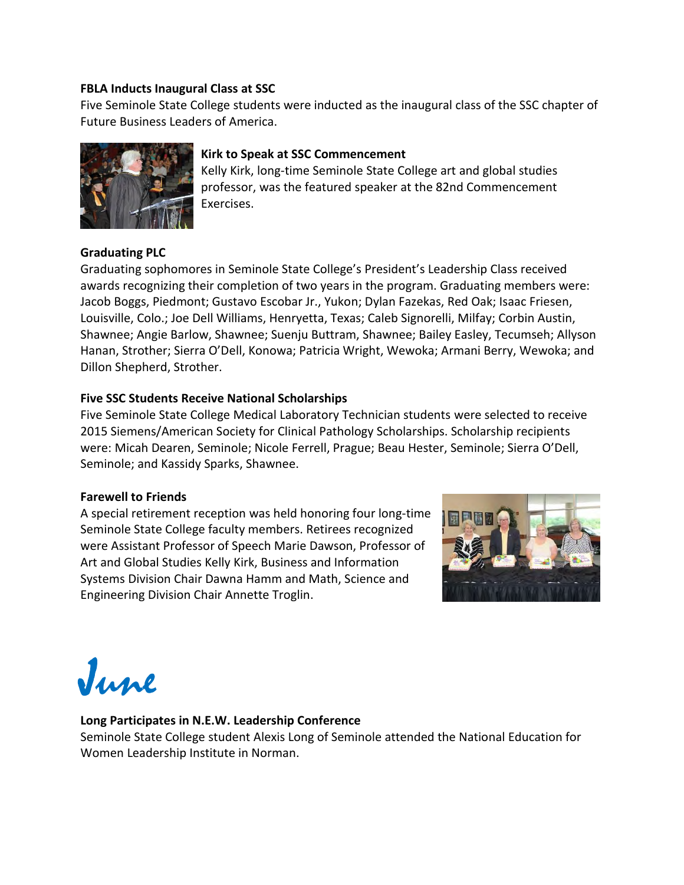**FBLA Inducts Inaugural Class at SSC**

Five Seminole State College students were inducted as the inaugural class of the SSC chapter of Future Business Leaders of America.

**Kirk to Speak at SSC Commencement**

Kelly Kirk, long-time Seminole State College art and global studies professor, was the featured speaker at the 82nd Commencement Exercises.

**Graduating PLC**

Graduating sophomores in Seminole State College's President's Leadership Class received awards recognizing their completion of two years in the program. Graduating members were: Jacob Boggs, Piedmont; Gustavo Escobar Jr., Yukon; Dylan Fazekas, Red Oak; Isaac Friesen, Louisville, Colo.; Joe Dell Williams, Henryetta, Texas; Caleb Signorelli, Milfay; Corbin Austin, Shawnee; Angie Barlow, Shawnee; Suenju Buttram, Shawnee; Bailey Easley, Tecumseh; Allyson Hanan, Strother; Sierra O'Dell, Konowa; Patricia Wright, Wewoka; Armani Berry, Wewoka; and Dillon Shepherd, Strother.

**Five SSC Students Receive National Scholarships**

Five Seminole State College Medical Laboratory Technician students were selected to receive 2015 Siemens/American Society for Clinical Pathology Scholarships. Scholarship recipients were: Micah Dearen, Seminole; Nicole Ferrell, Prague; Beau Hester, Seminole; Sierra O'Dell, Seminole; and Kassidy Sparks, Shawnee.

**Farewell to Friends**

A special retirement reception was held honoring four long-time Seminole State College faculty members. Retirees recognized were Assistant Professor of Speech Marie Dawson, Professor of Art and Global Studies Kelly Kirk, Business and Information Systems Division Chair Dawna Hamm and Math, Science and Engineering Division Chair Annette Troglin.

# June

**Long Participates in N.E.W. Leadership Conference**

Seminole State College student Alexis Long of Seminole attended the National Education for Women Leadership Institute in Norman.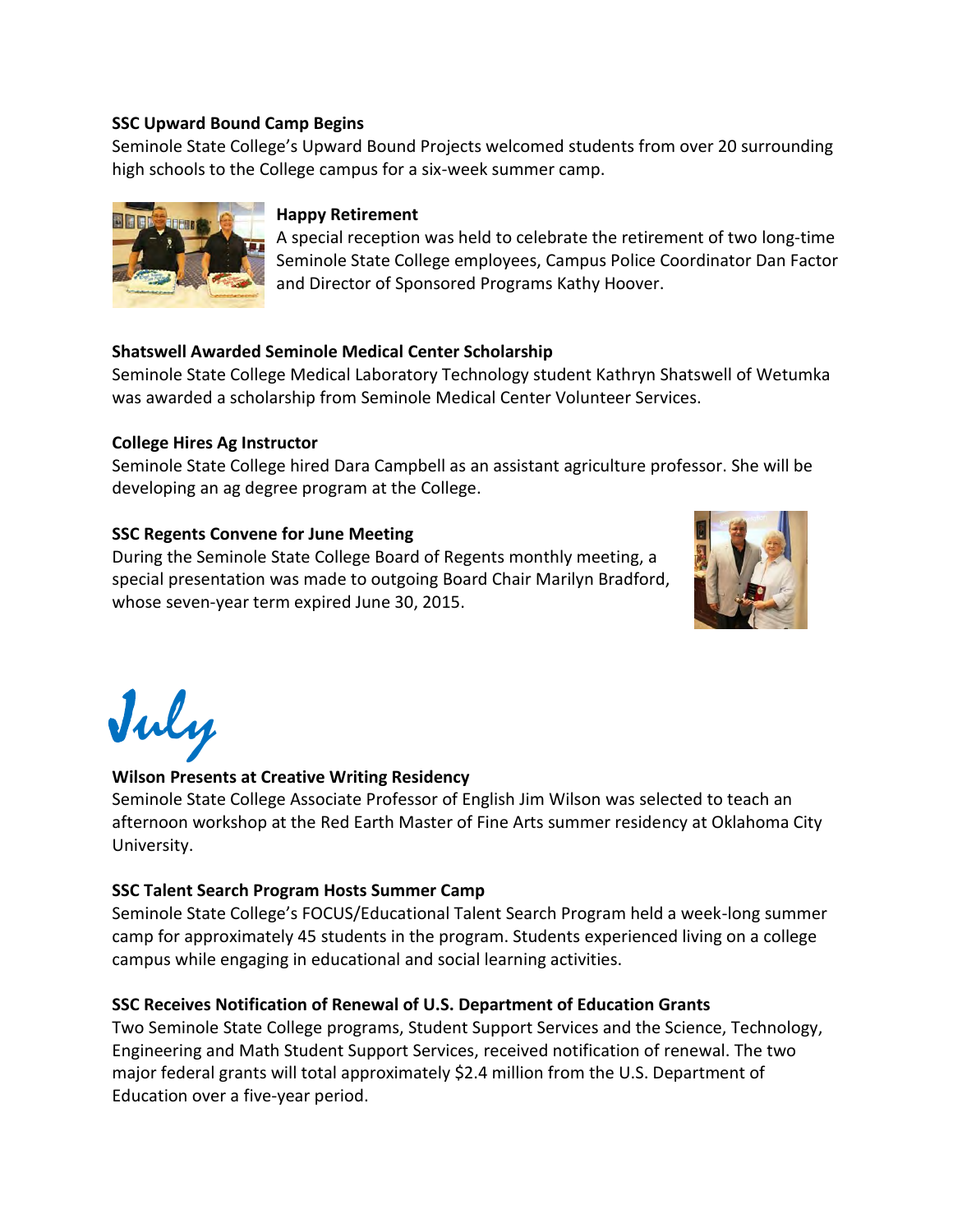**SSC Upward Bound Camp Begins**

Seminole State College's Upward Bound Projects welcomed students from over 20 surrounding high schools to the College campus for a six-week summer camp.

**Happy Retirement**

A special reception was held to celebrate the retirement of two long-time Seminole State College employees, Campus Police Coordinator Dan Factor and Director of Sponsored Programs Kathy Hoover.

**Shatswell Awarded Seminole Medical Center Scholarship**

Seminole State College Medical Laboratory Technology student Kathryn Shatswell of Wetumka was awarded a scholarship from Seminole Medical Center Volunteer Services.

**College Hires Ag Instructor**

Seminole State College hired Dara Campbell as an assistant agriculture professor. She will be developing an ag degree program at the College.

**SSC Regents Convene for June Meeting**

During the Seminole State College Board of Regents monthly meeting, a special presentation was made to outgoing Board Chair Marilyn Bradford, whose seven-year term expired June 30, 2015.

# July

**Wilson Presents at Creative Writing Residency**

Seminole State College Associate Professor of English Jim Wilson was selected to teach an afternoon workshop at the Red Earth Master of Fine Arts summer residency at Oklahoma City University.

**SSC Talent Search Program Hosts Summer Camp**

Seminole State College's FOCUS/Educational Talent Search Program held a week-long summer camp for approximately 45 students in the program. Students experienced living on a college campus while engaging in educational and social learning activities.

**SSC Receives Notification of Renewal of U.S. Department of Education Grants**

Two Seminole State College programs, Student Support Services and the Science, Technology, Engineering and Math Student Support Services, received notification of renewal. The two major federal grants will total approximately $2.4 million from the U.S. Department of Education over a five-year period.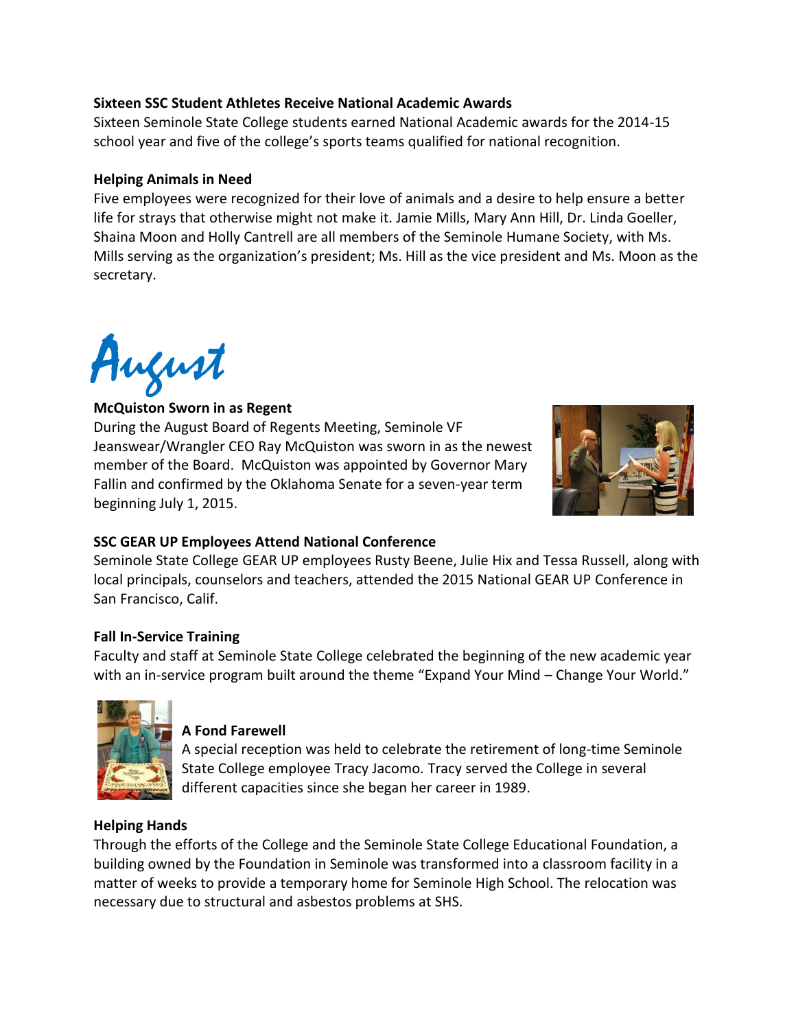**Sixteen SSC Student Athletes Receive National Academic Awards**

Sixteen Seminole State College students earned National Academic awards for the 2014-15 school year and five of the college's sports teams qualified for national recognition.

**Helping Animals in Need**

Five employees were recognized for their love of animals and a desire to help ensure a better life for strays that otherwise might not make it. Jamie Mills, Mary Ann Hill, Dr. Linda Goeller, Shaina Moon and Holly Cantrell are all members of the Seminole Humane Society, with Ms. Mills serving as the organization's president; Ms. Hill as the vice president and Ms. Moon as the secretary.

# August

**McQuiston Sworn in as Regent**

During the August Board of Regents Meeting, Seminole VF Jeanswear/Wrangler CEO Ray McQuiston was sworn in as the newest member of the Board. McQuiston was appointed by Governor Mary Fallin and confirmed by the Oklahoma Senate for a seven-year term beginning July 1, 2015.

**SSC GEAR UP Employees Attend National Conference**

Seminole State College GEAR UP employees Rusty Beene, Julie Hix and Tessa Russell, along with local principals, counselors and teachers, attended the 2015 National GEAR UP Conference in San Francisco, Calif.

**Fall In-Service Training**

Faculty and staff at Seminole State College celebrated the beginning of the new academic year with an in-service program built around the theme "Expand Your Mind – Change Your World."

**A Fond Farewell**

A special reception was held to celebrate the retirement of long-time Seminole State College employee Tracy Jacomo. Tracy served the College in several different capacities since she began her career in 1989.

**Helping Hands**

Through the efforts of the College and the Seminole State College Educational Foundation, a building owned by the Foundation in Seminole was transformed into a classroom facility in a matter of weeks to provide a temporary home for Seminole High School. The relocation was necessary due to structural and asbestos problems at SHS.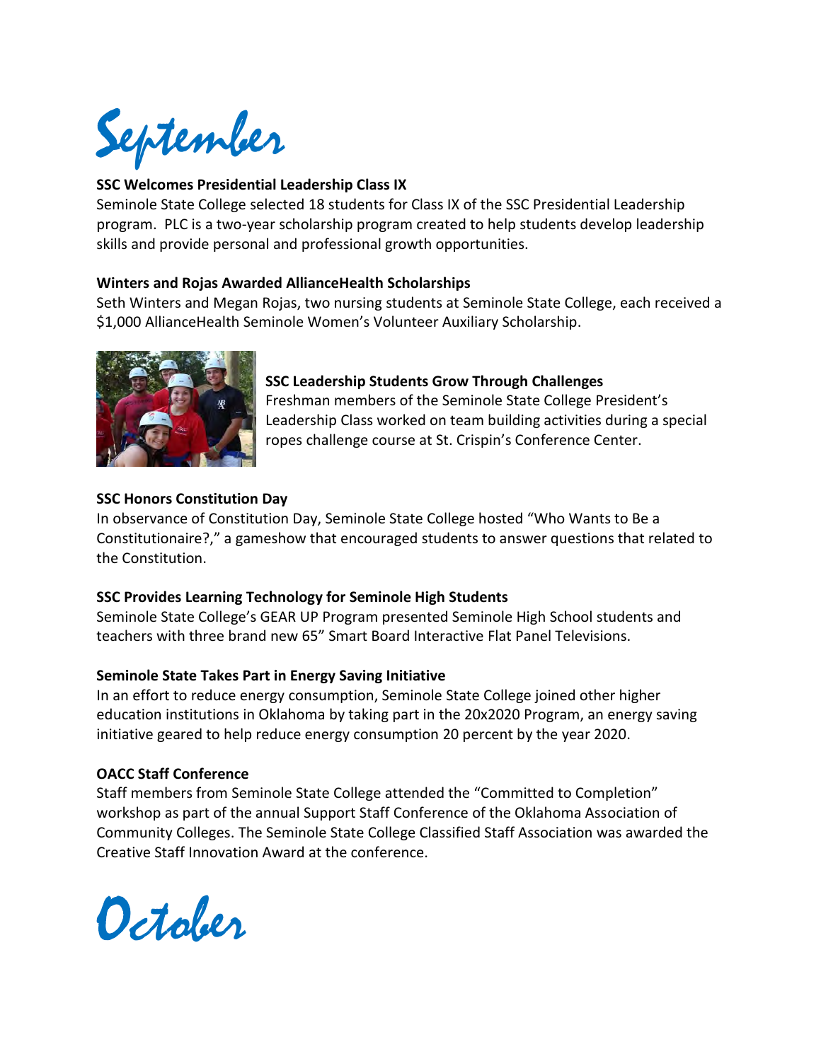# September

**SSC Welcomes Presidential Leadership Class IX**

Seminole State College selected 18 students for Class IX of the SSC Presidential Leadership program. PLC is a two-year scholarship program created to help students develop leadership skills and provide personal and professional growth opportunities.

**Winters and Rojas Awarded AllianceHealth Scholarships**

Seth Winters and Megan Rojas, two nursing students at Seminole State College, each received a $1,000 AllianceHealth Seminole Women's Volunteer Auxiliary Scholarship.

**SSC Leadership Students Grow Through Challenges**

Freshman members of the Seminole State College President's Leadership Class worked on team building activities during a special ropes challenge course at St. Crispin's Conference Center.

**SSC Honors Constitution Day**

In observance of Constitution Day, Seminole State College hosted "Who Wants to Be a Constitutionaire?," a gameshow that encouraged students to answer questions that related to the Constitution.

**SSC Provides Learning Technology for Seminole High Students**

Seminole State College's GEAR UP Program presented Seminole High School students and teachers with three brand new 65" Smart Board Interactive Flat Panel Televisions.

**Seminole State Takes Part in Energy Saving Initiative**

In an effort to reduce energy consumption, Seminole State College joined other higher education institutions in Oklahoma by taking part in the 20x2020 Program, an energy saving initiative geared to help reduce energy consumption 20 percent by the year 2020.

**OACC Staff Conference**

Staff members from Seminole State College attended the "Committed to Completion" workshop as part of the annual Support Staff Conference of the Oklahoma Association of Community Colleges. The Seminole State College Classified Staff Association was awarded the Creative Staff Innovation Award at the conference.

# October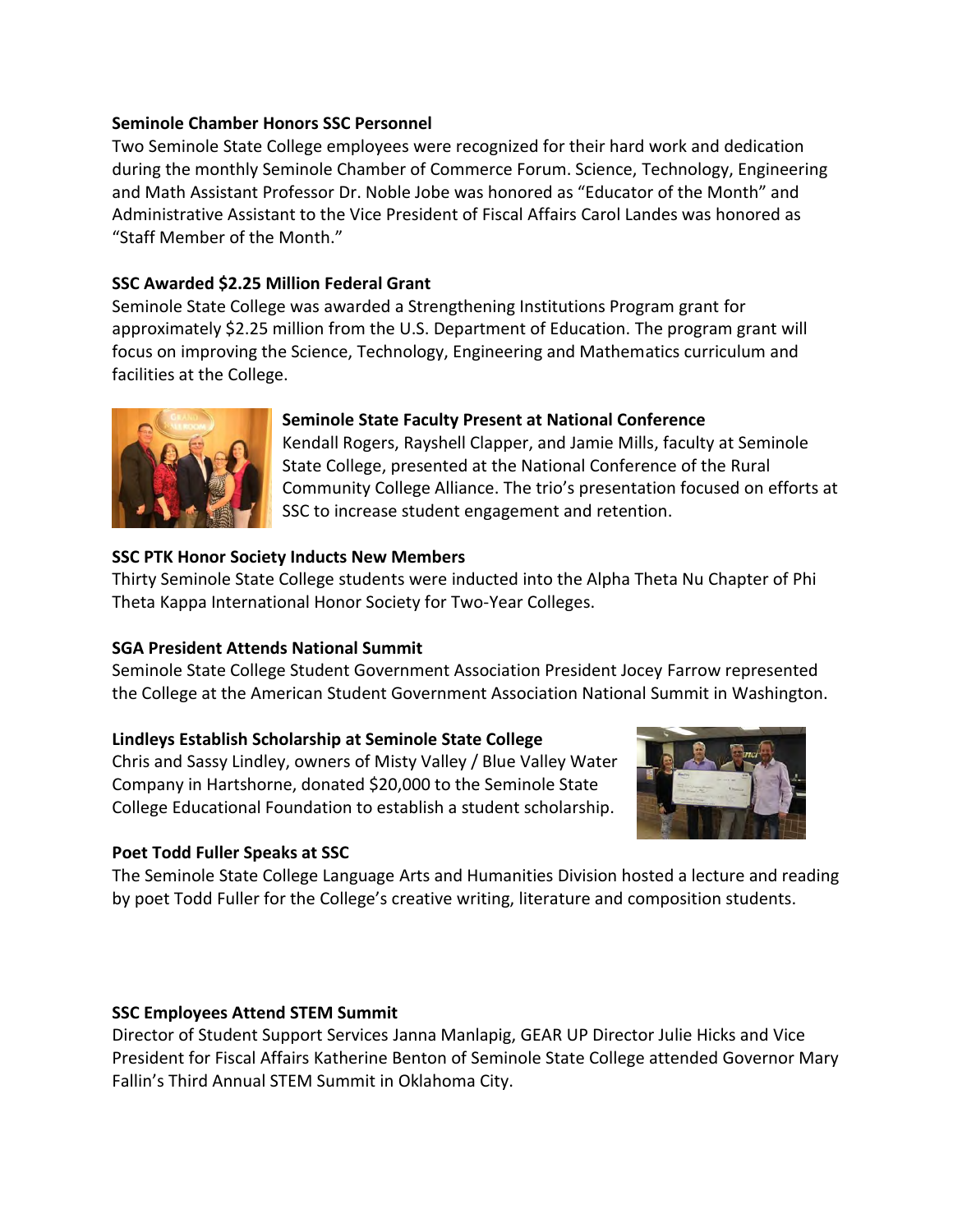**Seminole Chamber Honors SSC Personnel**

Two Seminole State College employees were recognized for their hard work and dedication during the monthly Seminole Chamber of Commerce Forum. Science, Technology, Engineering and Math Assistant Professor Dr. Noble Jobe was honored as "Educator of the Month" and Administrative Assistant to the Vice President of Fiscal Affairs Carol Landes was honored as "Staff Member of the Month."

**SSC Awarded $2.25 Million Federal Grant**

Seminole State College was awarded a Strengthening Institutions Program grant for approximately $2.25 million from the U.S. Department of Education. The program grant will focus on improving the Science, Technology, Engineering and Mathematics curriculum and facilities at the College.

**Seminole State Faculty Present at National Conference**

Kendall Rogers, Rayshell Clapper, and Jamie Mills, faculty at Seminole State College, presented at the National Conference of the Rural Community College Alliance. The trio's presentation focused on efforts at SSC to increase student engagement and retention.

**SSC PTK Honor Society Inducts New Members**

Thirty Seminole State College students were inducted into the Alpha Theta Nu Chapter of Phi Theta Kappa International Honor Society for Two-Year Colleges.

**SGA President Attends National Summit**

Seminole State College Student Government Association President Jocey Farrow represented the College at the American Student Government Association National Summit in Washington.

**Lindleys Establish Scholarship at Seminole State College**

Chris and Sassy Lindley, owners of Misty Valley / Blue Valley Water Company in Hartshorne, donated $20,000 to the Seminole State College Educational Foundation to establish a student scholarship.

**Poet Todd Fuller Speaks at SSC**

The Seminole State College Language Arts and Humanities Division hosted a lecture and reading by poet Todd Fuller for the College's creative writing, literature and composition students.

**SSC Employees Attend STEM Summit**

Director of Student Support Services Janna Manlapig, GEAR UP Director Julie Hicks and Vice President for Fiscal Affairs Katherine Benton of Seminole State College attended Governor Mary Fallin's Third Annual STEM Summit in Oklahoma City.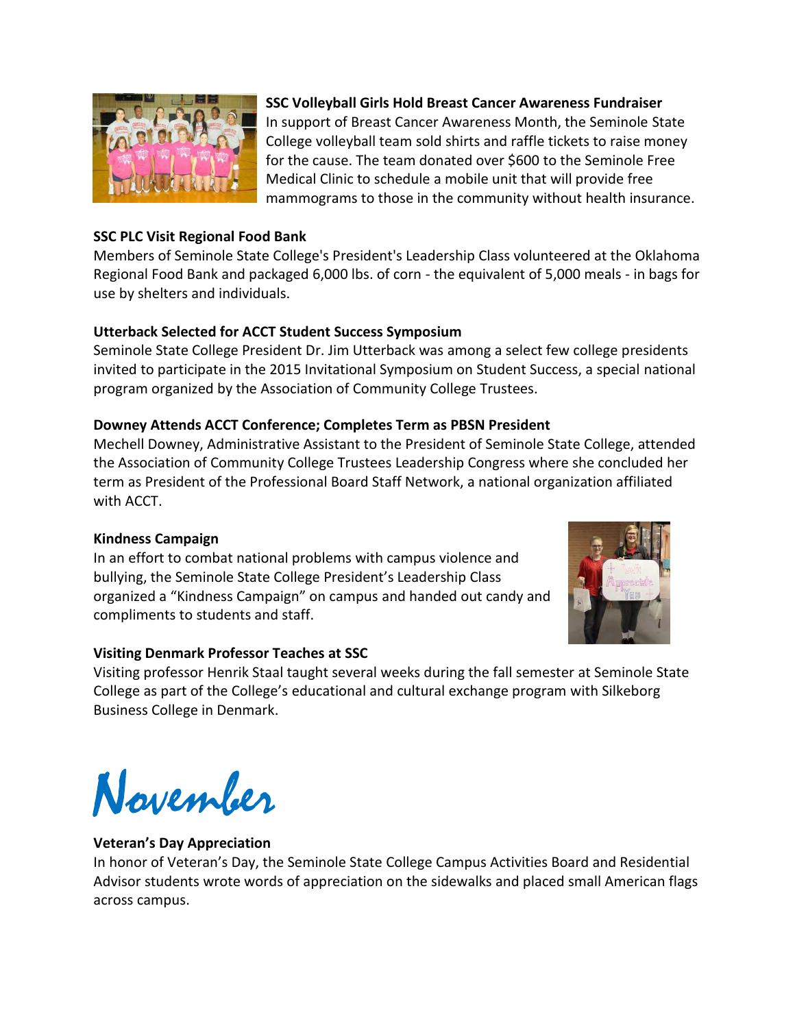**SSC Volleyball Girls Hold Breast Cancer Awareness Fundraiser**
In support of Breast Cancer Awareness Month, the Seminole State College volleyball team sold shirts and raffle tickets to raise money for the cause. The team donated over $600 to the Seminole Free Medical Clinic to schedule a mobile unit that will provide free mammograms to those in the community without health insurance.

**SSC PLC Visit Regional Food Bank**
Members of Seminole State College's President's Leadership Class volunteered at the Oklahoma Regional Food Bank and packaged 6,000 lbs. of corn - the equivalent of 5,000 meals - in bags for use by shelters and individuals.

**Utterback Selected for ACCT Student Success Symposium**
Seminole State College President Dr. Jim Utterback was among a select few college presidents invited to participate in the 2015 Invitational Symposium on Student Success, a special national program organized by the Association of Community College Trustees.

**Downey Attends ACCT Conference; Completes Term as PBSN President**
Mechell Downey, Administrative Assistant to the President of Seminole State College, attended the Association of Community College Trustees Leadership Congress where she concluded her term as President of the Professional Board Staff Network, a national organization affiliated with ACCT.

**Kindness Campaign**
In an effort to combat national problems with campus violence and bullying, the Seminole State College President's Leadership Class organized a "Kindness Campaign" on campus and handed out candy and compliments to students and staff.

**Visiting Denmark Professor Teaches at SSC**
Visiting professor Henrik Staal taught several weeks during the fall semester at Seminole State College as part of the College's educational and cultural exchange program with Silkeborg Business College in Denmark.

# November

**Veteran's Day Appreciation**
In honor of Veteran's Day, the Seminole State College Campus Activities Board and Residential Advisor students wrote words of appreciation on the sidewalks and placed small American flags across campus.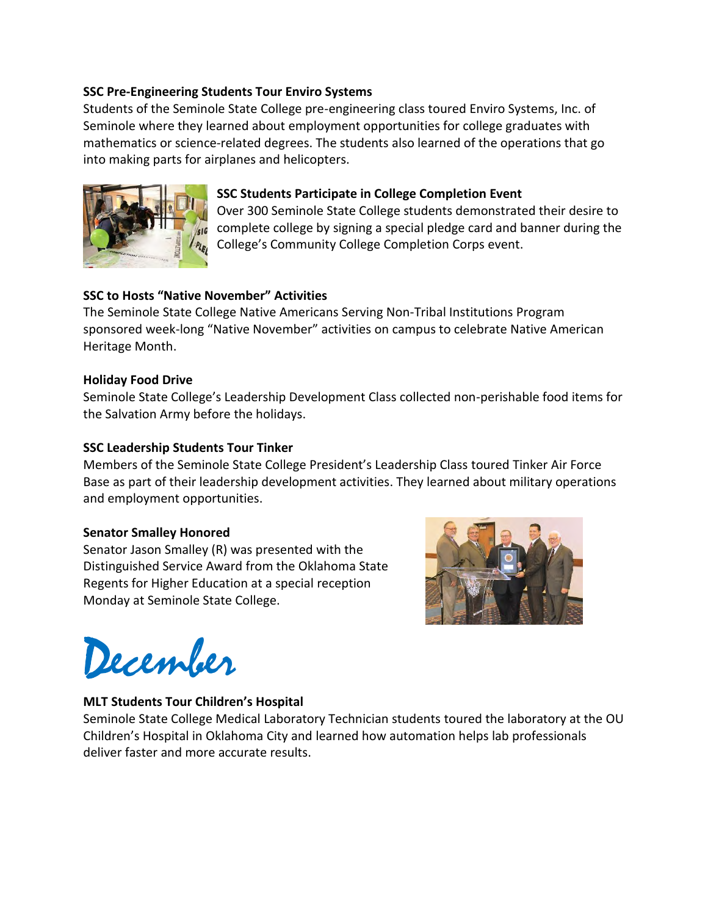**SSC Pre-Engineering Students Tour Enviro Systems**

Students of the Seminole State College pre-engineering class toured Enviro Systems, Inc. of Seminole where they learned about employment opportunities for college graduates with mathematics or science-related degrees. The students also learned of the operations that go into making parts for airplanes and helicopters.

**SSC Students Participate in College Completion Event**

Over 300 Seminole State College students demonstrated their desire to complete college by signing a special pledge card and banner during the College's Community College Completion Corps event.

**SSC to Hosts "Native November" Activities**

The Seminole State College Native Americans Serving Non-Tribal Institutions Program sponsored week-long "Native November" activities on campus to celebrate Native American Heritage Month.

**Holiday Food Drive**

Seminole State College's Leadership Development Class collected non-perishable food items for the Salvation Army before the holidays.

**SSC Leadership Students Tour Tinker**

Members of the Seminole State College President's Leadership Class toured Tinker Air Force Base as part of their leadership development activities. They learned about military operations and employment opportunities.

**Senator Smalley Honored**

Senator Jason Smalley (R) was presented with the Distinguished Service Award from the Oklahoma State Regents for Higher Education at a special reception Monday at Seminole State College.

# December

**MLT Students Tour Children's Hospital**

Seminole State College Medical Laboratory Technician students toured the laboratory at the OU Children's Hospital in Oklahoma City and learned how automation helps lab professionals deliver faster and more accurate results.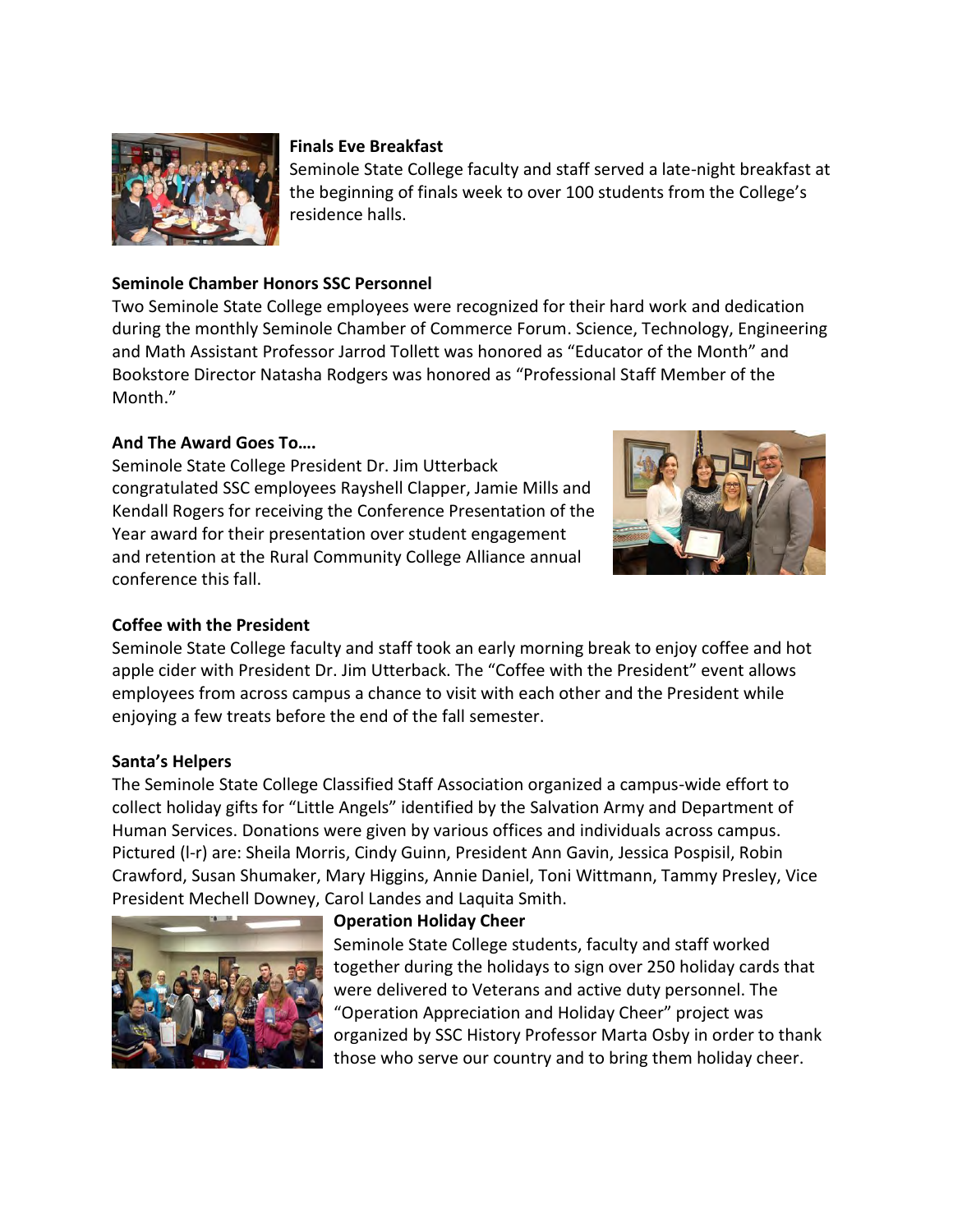**Finals Eve Breakfast**

Seminole State College faculty and staff served a late-night breakfast at the beginning of finals week to over 100 students from the College's residence halls.

**Seminole Chamber Honors SSC Personnel**

Two Seminole State College employees were recognized for their hard work and dedication during the monthly Seminole Chamber of Commerce Forum. Science, Technology, Engineering and Math Assistant Professor Jarrod Tollett was honored as "Educator of the Month" and Bookstore Director Natasha Rodgers was honored as "Professional Staff Member of the Month."

**And The Award Goes To….**

Seminole State College President Dr. Jim Utterback congratulated SSC employees Rayshell Clapper, Jamie Mills and Kendall Rogers for receiving the Conference Presentation of the Year award for their presentation over student engagement and retention at the Rural Community College Alliance annual conference this fall.

**Coffee with the President**

Seminole State College faculty and staff took an early morning break to enjoy coffee and hot apple cider with President Dr. Jim Utterback. The "Coffee with the President" event allows employees from across campus a chance to visit with each other and the President while enjoying a few treats before the end of the fall semester.

**Santa's Helpers**

The Seminole State College Classified Staff Association organized a campus-wide effort to collect holiday gifts for "Little Angels" identified by the Salvation Army and Department of Human Services. Donations were given by various offices and individuals across campus. Pictured (l-r) are: Sheila Morris, Cindy Guinn, President Ann Gavin, Jessica Pospisil, Robin Crawford, Susan Shumaker, Mary Higgins, Annie Daniel, Toni Wittmann, Tammy Presley, Vice President Mechell Downey, Carol Landes and Laquita Smith.

**Operation Holiday Cheer**

Seminole State College students, faculty and staff worked together during the holidays to sign over 250 holiday cards that were delivered to Veterans and active duty personnel. The "Operation Appreciation and Holiday Cheer" project was organized by SSC History Professor Marta Osby in order to thank those who serve our country and to bring them holiday cheer.